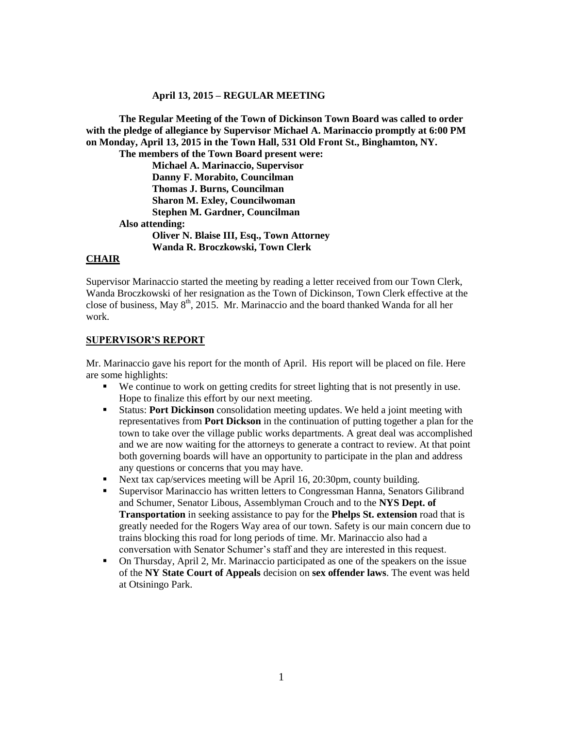**April 13, 2015 – REGULAR MEETING**

**The Regular Meeting of the Town of Dickinson Town Board was called to order with the pledge of allegiance by Supervisor Michael A. Marinaccio promptly at 6:00 PM on Monday, April 13, 2015 in the Town Hall, 531 Old Front St., Binghamton, NY.**

**The members of the Town Board present were:**

**Michael A. Marinaccio, Supervisor**
**Danny F. Morabito, Councilman**
**Thomas J. Burns, Councilman**
**Sharon M. Exley, Councilwoman**
**Stephen M. Gardner, Councilman**

**Also attending:**

**Oliver N. Blaise III, Esq., Town Attorney**
**Wanda R. Broczkowski, Town Clerk**

## CHAIR

Supervisor Marinaccio started the meeting by reading a letter received from our Town Clerk, Wanda Broczkowski of her resignation as the Town of Dickinson, Town Clerk effective at the close of business, May 8th, 2015. Mr. Marinaccio and the board thanked Wanda for all her work.

## SUPERVISOR'S REPORT

Mr. Marinaccio gave his report for the month of April. His report will be placed on file. Here are some highlights:

- We continue to work on getting credits for street lighting that is not presently in use. Hope to finalize this effort by our next meeting.
- Status: **Port Dickinson** consolidation meeting updates. We held a joint meeting with representatives from **Port Dickson** in the continuation of putting together a plan for the town to take over the village public works departments. A great deal was accomplished and we are now waiting for the attorneys to generate a contract to review. At that point both governing boards will have an opportunity to participate in the plan and address any questions or concerns that you may have.
- Next tax cap/services meeting will be April 16, 20:30pm, county building.
- Supervisor Marinaccio has written letters to Congressman Hanna, Senators Gilibrand and Schumer, Senator Libous, Assemblyman Crouch and to the **NYS Dept. of Transportation** in seeking assistance to pay for the **Phelps St. extension** road that is greatly needed for the Rogers Way area of our town. Safety is our main concern due to trains blocking this road for long periods of time. Mr. Marinaccio also had a conversation with Senator Schumer's staff and they are interested in this request.
- On Thursday, April 2, Mr. Marinaccio participated as one of the speakers on the issue of the **NY State Court of Appeals** decision on **sex offender laws**. The event was held at Otsiningo Park.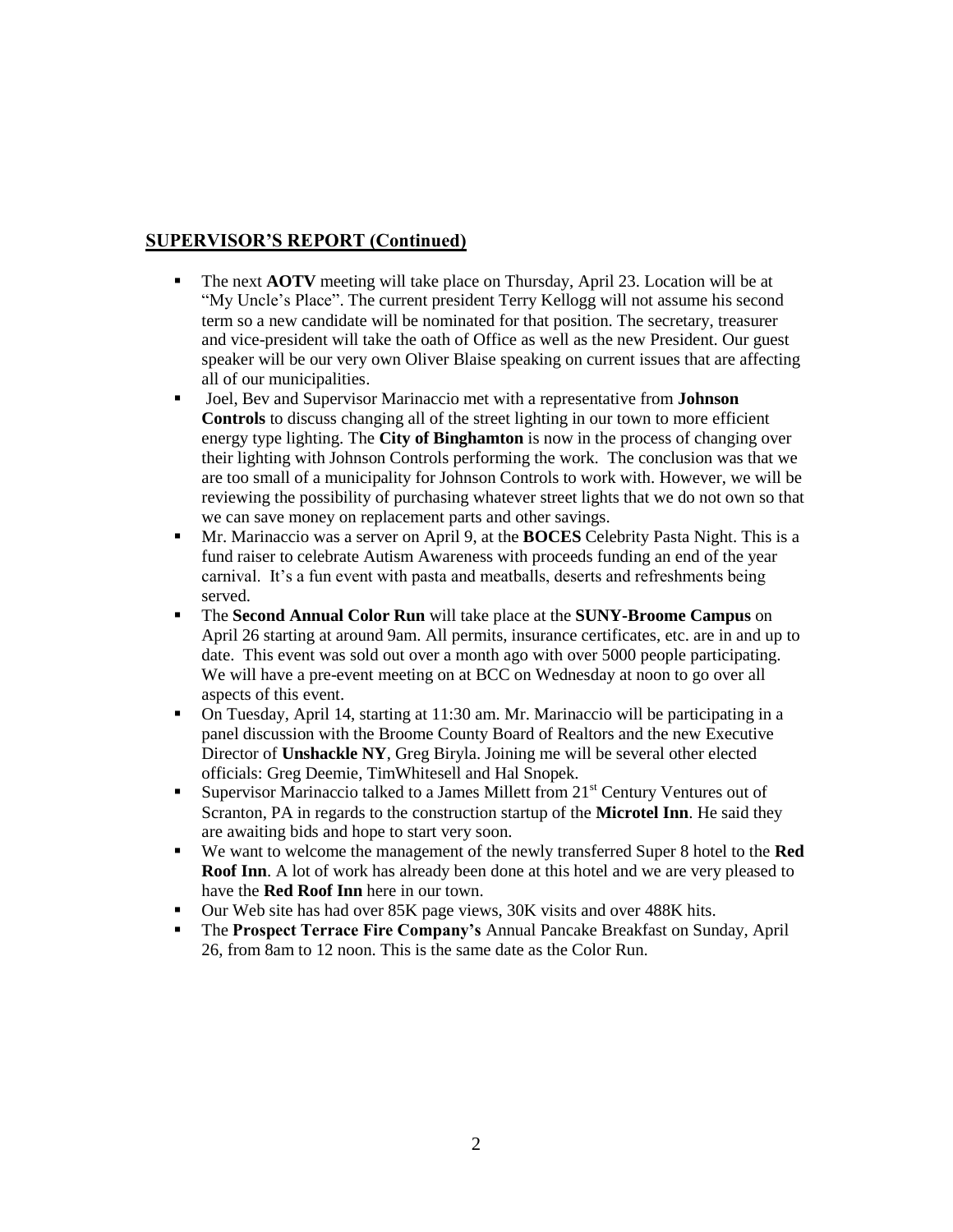## SUPERVISOR'S REPORT (Continued)

- The next **AOTV** meeting will take place on Thursday, April 23. Location will be at "My Uncle's Place". The current president Terry Kellogg will not assume his second term so a new candidate will be nominated for that position. The secretary, treasurer and vice-president will take the oath of Office as well as the new President. Our guest speaker will be our very own Oliver Blaise speaking on current issues that are affecting all of our municipalities.
- Joel, Bev and Supervisor Marinaccio met with a representative from **Johnson Controls** to discuss changing all of the street lighting in our town to more efficient energy type lighting. The **City of Binghamton** is now in the process of changing over their lighting with Johnson Controls performing the work. The conclusion was that we are too small of a municipality for Johnson Controls to work with. However, we will be reviewing the possibility of purchasing whatever street lights that we do not own so that we can save money on replacement parts and other savings.
- Mr. Marinaccio was a server on April 9, at the **BOCES** Celebrity Pasta Night. This is a fund raiser to celebrate Autism Awareness with proceeds funding an end of the year carnival. It's a fun event with pasta and meatballs, deserts and refreshments being served.
- The **Second Annual Color Run** will take place at the **SUNY-Broome Campus** on April 26 starting at around 9am. All permits, insurance certificates, etc. are in and up to date. This event was sold out over a month ago with over 5000 people participating. We will have a pre-event meeting on at BCC on Wednesday at noon to go over all aspects of this event.
- On Tuesday, April 14, starting at 11:30 am. Mr. Marinaccio will be participating in a panel discussion with the Broome County Board of Realtors and the new Executive Director of **Unshackle NY**, Greg Biryla. Joining me will be several other elected officials: Greg Deemie, TimWhitesell and Hal Snopek.
- Supervisor Marinaccio talked to a James Millett from 21st Century Ventures out of Scranton, PA in regards to the construction startup of the **Microtel Inn**. He said they are awaiting bids and hope to start very soon.
- We want to welcome the management of the newly transferred Super 8 hotel to the **Red Roof Inn**. A lot of work has already been done at this hotel and we are very pleased to have the **Red Roof Inn** here in our town.
- Our Web site has had over 85K page views, 30K visits and over 488K hits.
- The **Prospect Terrace Fire Company's** Annual Pancake Breakfast on Sunday, April 26, from 8am to 12 noon. This is the same date as the Color Run.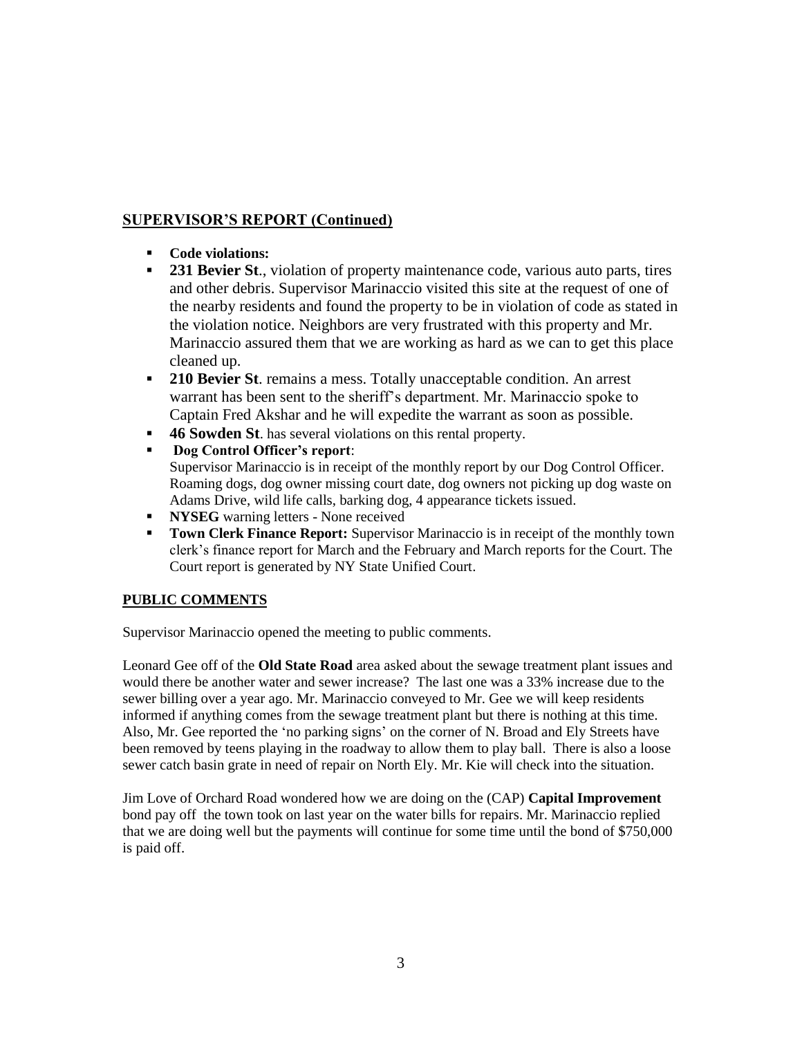## SUPERVISOR'S REPORT (Continued)

- **Code violations:**
- **231 Bevier St**., violation of property maintenance code, various auto parts, tires and other debris. Supervisor Marinaccio visited this site at the request of one of the nearby residents and found the property to be in violation of code as stated in the violation notice. Neighbors are very frustrated with this property and Mr. Marinaccio assured them that we are working as hard as we can to get this place cleaned up.
- **210 Bevier St**. remains a mess. Totally unacceptable condition. An arrest warrant has been sent to the sheriff's department. Mr. Marinaccio spoke to Captain Fred Akshar and he will expedite the warrant as soon as possible.
- **46 Sowden St**. has several violations on this rental property.
- **Dog Control Officer's report**:
  Supervisor Marinaccio is in receipt of the monthly report by our Dog Control Officer. Roaming dogs, dog owner missing court date, dog owners not picking up dog waste on Adams Drive, wild life calls, barking dog, 4 appearance tickets issued.
- **NYSEG** warning letters - None received
- **Town Clerk Finance Report:** Supervisor Marinaccio is in receipt of the monthly town clerk's finance report for March and the February and March reports for the Court. The Court report is generated by NY State Unified Court.

## PUBLIC COMMENTS

Supervisor Marinaccio opened the meeting to public comments.

Leonard Gee off of the **Old State Road** area asked about the sewage treatment plant issues and would there be another water and sewer increase? The last one was a 33% increase due to the sewer billing over a year ago. Mr. Marinaccio conveyed to Mr. Gee we will keep residents informed if anything comes from the sewage treatment plant but there is nothing at this time. Also, Mr. Gee reported the 'no parking signs' on the corner of N. Broad and Ely Streets have been removed by teens playing in the roadway to allow them to play ball. There is also a loose sewer catch basin grate in need of repair on North Ely. Mr. Kie will check into the situation.

Jim Love of Orchard Road wondered how we are doing on the (CAP) **Capital Improvement** bond pay off the town took on last year on the water bills for repairs. Mr. Marinaccio replied that we are doing well but the payments will continue for some time until the bond of $750,000 is paid off.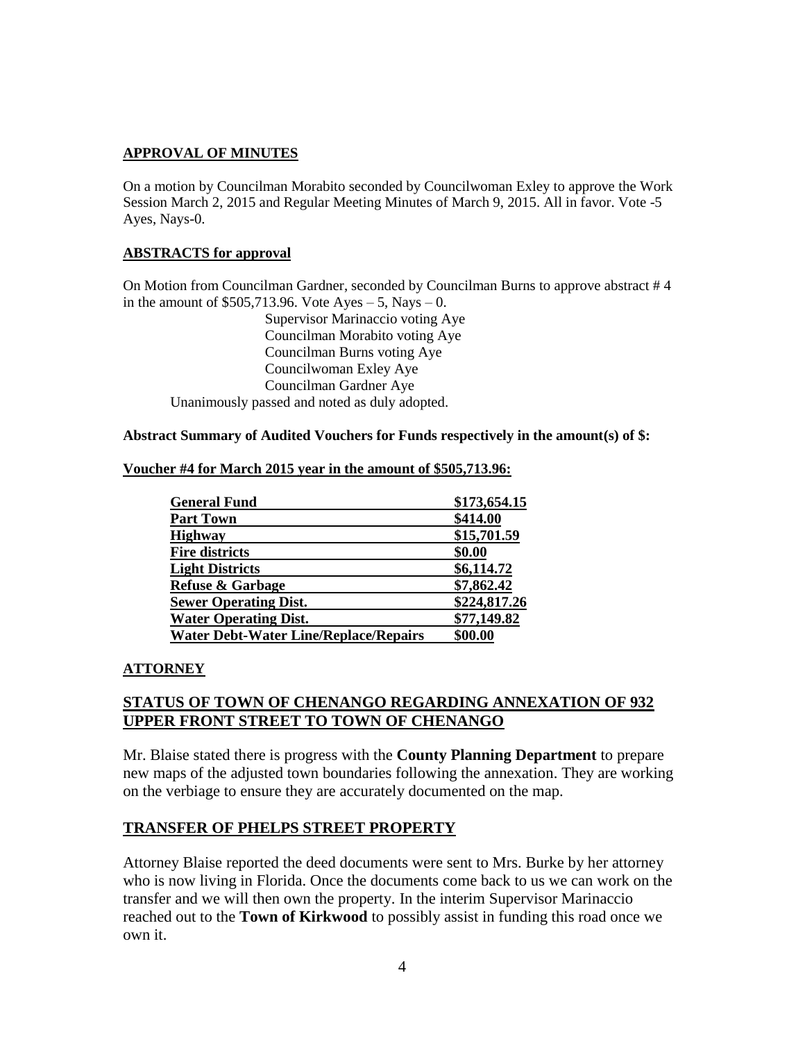## **APPROVAL OF MINUTES**

On a motion by Councilman Morabito seconded by Councilwoman Exley to approve the Work Session March 2, 2015 and Regular Meeting Minutes of March 9, 2015. All in favor. Vote -5 Ayes, Nays-0.

## **ABSTRACTS for approval**

On Motion from Councilman Gardner, seconded by Councilman Burns to approve abstract # 4 in the amount of $505,713.96. Vote Ayes – 5, Nays – 0.

Supervisor Marinaccio voting Aye
Councilman Morabito voting Aye
Councilman Burns voting Aye
Councilwoman Exley Aye
Councilman Gardner Aye

Unanimously passed and noted as duly adopted.

**Abstract Summary of Audited Vouchers for Funds respectively in the amount(s) of $:**

**Voucher #4 for March 2015 year in the amount of $505,713.96:**

| | |
|---|---|
| **General Fund** | **$173,654.15** |
| **Part Town** | **$414.00** |
| **Highway** | **$15,701.59** |
| **Fire districts** | **$0.00** |
| **Light Districts** | **$6,114.72** |
| **Refuse & Garbage** | **$7,862.42** |
| **Sewer Operating Dist.** | **$224,817.26** |
| **Water Operating Dist.** | **$77,149.82** |
| **Water Debt-Water Line/Replace/Repairs** | **$00.00** |

## **ATTORNEY**

## **STATUS OF TOWN OF CHENANGO REGARDING ANNEXATION OF 932 UPPER FRONT STREET TO TOWN OF CHENANGO**

Mr. Blaise stated there is progress with the **County Planning Department** to prepare new maps of the adjusted town boundaries following the annexation. They are working on the verbiage to ensure they are accurately documented on the map.

## **TRANSFER OF PHELPS STREET PROPERTY**

Attorney Blaise reported the deed documents were sent to Mrs. Burke by her attorney who is now living in Florida. Once the documents come back to us we can work on the transfer and we will then own the property. In the interim Supervisor Marinaccio reached out to the **Town of Kirkwood** to possibly assist in funding this road once we own it.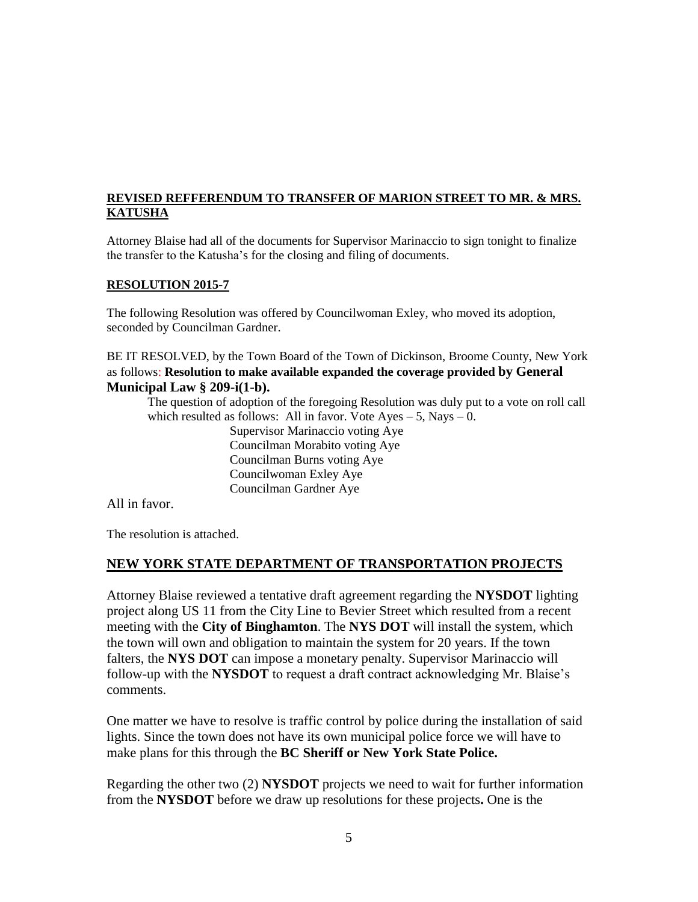**REVISED REFFERENDUM TO TRANSFER OF MARION STREET TO MR. & MRS. KATUSHA**

Attorney Blaise had all of the documents for Supervisor Marinaccio to sign tonight to finalize the transfer to the Katusha's for the closing and filing of documents.

**RESOLUTION 2015-7**

The following Resolution was offered by Councilwoman Exley, who moved its adoption, seconded by Councilman Gardner.

BE IT RESOLVED, by the Town Board of the Town of Dickinson, Broome County, New York as follows: **Resolution to make available expanded the coverage provided by General Municipal Law § 209-i(1-b).**

The question of adoption of the foregoing Resolution was duly put to a vote on roll call which resulted as follows: All in favor. Vote Ayes – 5, Nays – 0.

Supervisor Marinaccio voting Aye
Councilman Morabito voting Aye
Councilman Burns voting Aye
Councilwoman Exley Aye
Councilman Gardner Aye

All in favor.

The resolution is attached.

**NEW YORK STATE DEPARTMENT OF TRANSPORTATION PROJECTS**

Attorney Blaise reviewed a tentative draft agreement regarding the **NYSDOT** lighting project along US 11 from the City Line to Bevier Street which resulted from a recent meeting with the **City of Binghamton**. The **NYS DOT** will install the system, which the town will own and obligation to maintain the system for 20 years. If the town falters, the **NYS DOT** can impose a monetary penalty. Supervisor Marinaccio will follow-up with the **NYSDOT** to request a draft contract acknowledging Mr. Blaise's comments.

One matter we have to resolve is traffic control by police during the installation of said lights. Since the town does not have its own municipal police force we will have to make plans for this through the **BC Sheriff or New York State Police.**

Regarding the other two (2) **NYSDOT** projects we need to wait for further information from the **NYSDOT** before we draw up resolutions for these projects**.** One is the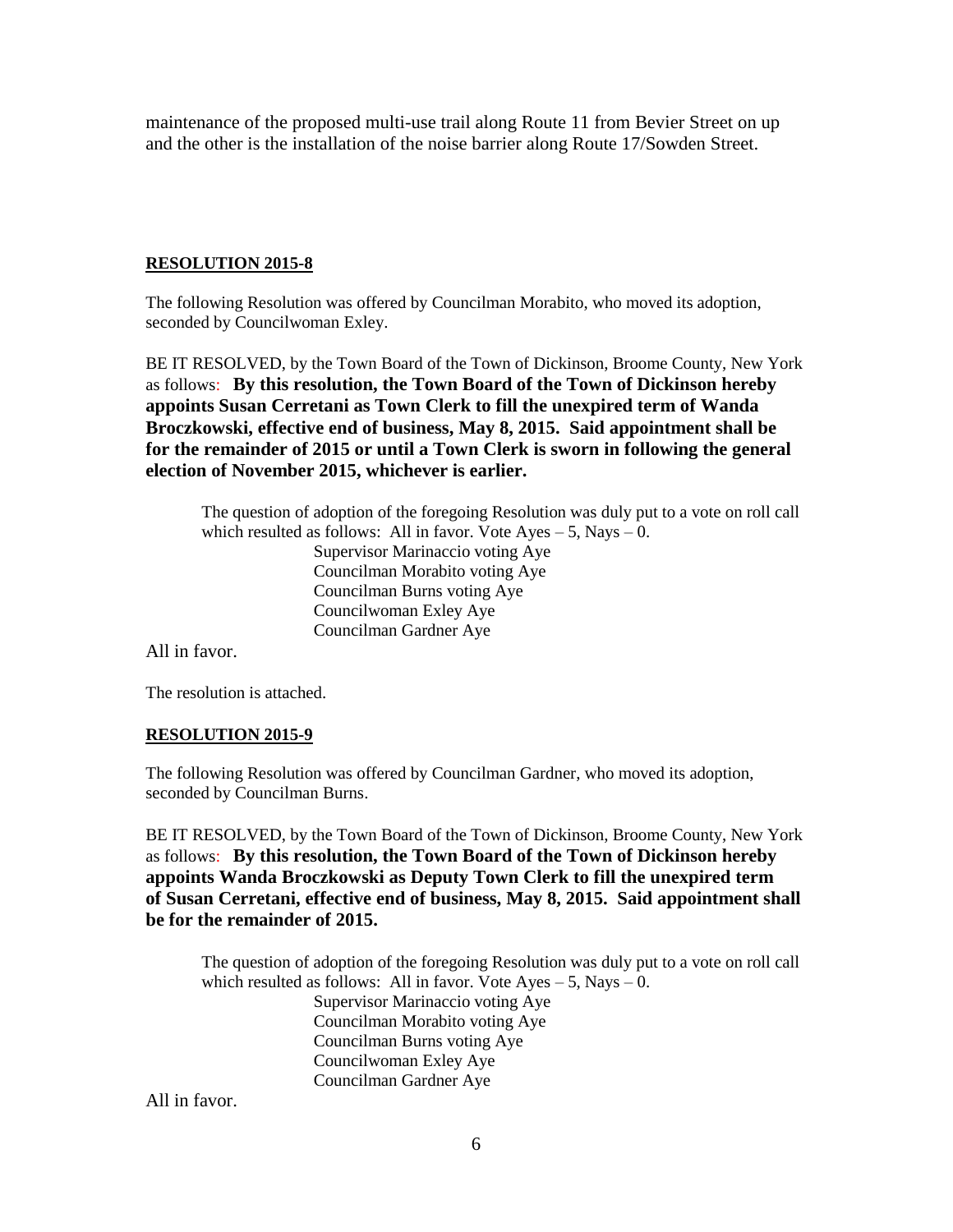maintenance of the proposed multi-use trail along Route 11 from Bevier Street on up and the other is the installation of the noise barrier along Route 17/Sowden Street.

**RESOLUTION 2015-8**

The following Resolution was offered by Councilman Morabito, who moved its adoption, seconded by Councilwoman Exley.

BE IT RESOLVED, by the Town Board of the Town of Dickinson, Broome County, New York as follows: **By this resolution, the Town Board of the Town of Dickinson hereby appoints Susan Cerretani as Town Clerk to fill the unexpired term of Wanda Broczkowski, effective end of business, May 8, 2015. Said appointment shall be for the remainder of 2015 or until a Town Clerk is sworn in following the general election of November 2015, whichever is earlier.**

The question of adoption of the foregoing Resolution was duly put to a vote on roll call which resulted as follows: All in favor. Vote Ayes – 5, Nays – 0.

Supervisor Marinaccio voting Aye
Councilman Morabito voting Aye
Councilman Burns voting Aye
Councilwoman Exley Aye
Councilman Gardner Aye

All in favor.

The resolution is attached.

**RESOLUTION 2015-9**

The following Resolution was offered by Councilman Gardner, who moved its adoption, seconded by Councilman Burns.

BE IT RESOLVED, by the Town Board of the Town of Dickinson, Broome County, New York as follows: **By this resolution, the Town Board of the Town of Dickinson hereby appoints Wanda Broczkowski as Deputy Town Clerk to fill the unexpired term of Susan Cerretani, effective end of business, May 8, 2015. Said appointment shall be for the remainder of 2015.**

The question of adoption of the foregoing Resolution was duly put to a vote on roll call which resulted as follows: All in favor. Vote Ayes – 5, Nays – 0.

Supervisor Marinaccio voting Aye
Councilman Morabito voting Aye
Councilman Burns voting Aye
Councilwoman Exley Aye
Councilman Gardner Aye

All in favor.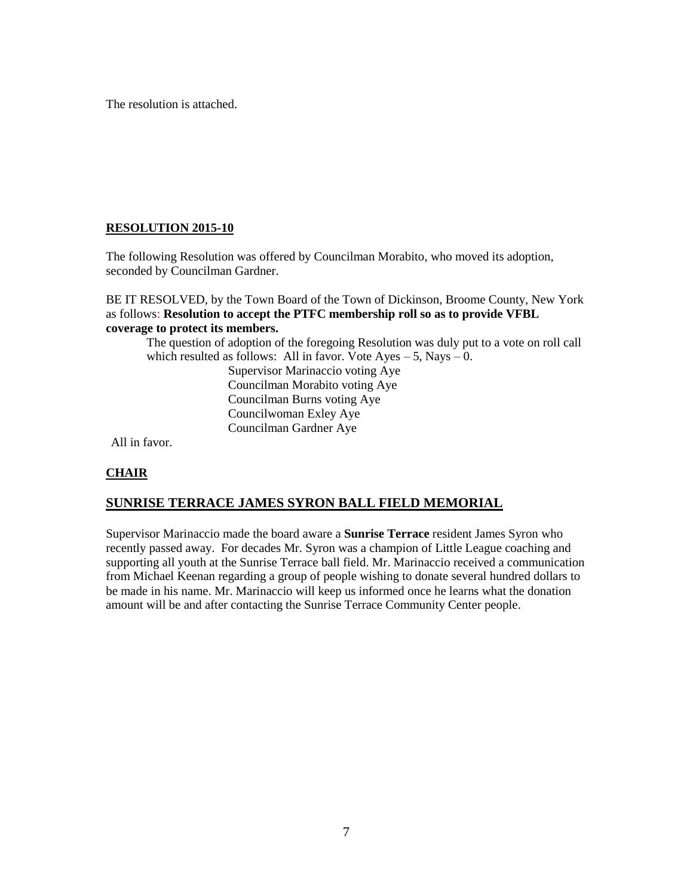The resolution is attached.

**RESOLUTION 2015-10**

The following Resolution was offered by Councilman Morabito, who moved its adoption, seconded by Councilman Gardner.

BE IT RESOLVED, by the Town Board of the Town of Dickinson, Broome County, New York as follows: **Resolution to accept the PTFC membership roll so as to provide VFBL coverage to protect its members.**

The question of adoption of the foregoing Resolution was duly put to a vote on roll call which resulted as follows: All in favor. Vote Ayes – 5, Nays – 0.

Supervisor Marinaccio voting Aye
Councilman Morabito voting Aye
Councilman Burns voting Aye
Councilwoman Exley Aye
Councilman Gardner Aye

All in favor.

**CHAIR**

**SUNRISE TERRACE JAMES SYRON BALL FIELD MEMORIAL**

Supervisor Marinaccio made the board aware a **Sunrise Terrace** resident James Syron who recently passed away. For decades Mr. Syron was a champion of Little League coaching and supporting all youth at the Sunrise Terrace ball field. Mr. Marinaccio received a communication from Michael Keenan regarding a group of people wishing to donate several hundred dollars to be made in his name. Mr. Marinaccio will keep us informed once he learns what the donation amount will be and after contacting the Sunrise Terrace Community Center people.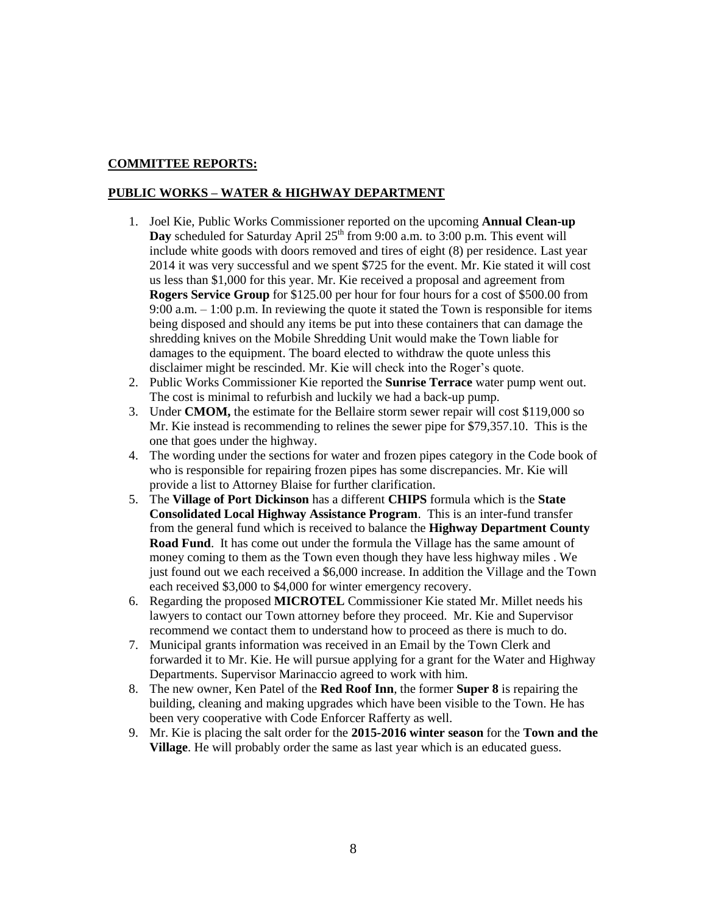**COMMITTEE REPORTS:**

**PUBLIC WORKS – WATER & HIGHWAY DEPARTMENT**

1. Joel Kie, Public Works Commissioner reported on the upcoming **Annual Clean-up Day** scheduled for Saturday April 25th from 9:00 a.m. to 3:00 p.m. This event will include white goods with doors removed and tires of eight (8) per residence. Last year 2014 it was very successful and we spent $725 for the event. Mr. Kie stated it will cost us less than $1,000 for this year. Mr. Kie received a proposal and agreement from **Rogers Service Group** for $125.00 per hour for four hours for a cost of $500.00 from 9:00 a.m. – 1:00 p.m. In reviewing the quote it stated the Town is responsible for items being disposed and should any items be put into these containers that can damage the shredding knives on the Mobile Shredding Unit would make the Town liable for damages to the equipment. The board elected to withdraw the quote unless this disclaimer might be rescinded. Mr. Kie will check into the Roger's quote.
2. Public Works Commissioner Kie reported the **Sunrise Terrace** water pump went out. The cost is minimal to refurbish and luckily we had a back-up pump.
3. Under **CMOM,** the estimate for the Bellaire storm sewer repair will cost $119,000 so Mr. Kie instead is recommending to relines the sewer pipe for $79,357.10. This is the one that goes under the highway.
4. The wording under the sections for water and frozen pipes category in the Code book of who is responsible for repairing frozen pipes has some discrepancies. Mr. Kie will provide a list to Attorney Blaise for further clarification.
5. The **Village of Port Dickinson** has a different **CHIPS** formula which is the **State Consolidated Local Highway Assistance Program**. This is an inter-fund transfer from the general fund which is received to balance the **Highway Department County Road Fund**. It has come out under the formula the Village has the same amount of money coming to them as the Town even though they have less highway miles . We just found out we each received a $6,000 increase. In addition the Village and the Town each received $3,000 to $4,000 for winter emergency recovery.
6. Regarding the proposed **MICROTEL** Commissioner Kie stated Mr. Millet needs his lawyers to contact our Town attorney before they proceed. Mr. Kie and Supervisor recommend we contact them to understand how to proceed as there is much to do.
7. Municipal grants information was received in an Email by the Town Clerk and forwarded it to Mr. Kie. He will pursue applying for a grant for the Water and Highway Departments. Supervisor Marinaccio agreed to work with him.
8. The new owner, Ken Patel of the **Red Roof Inn**, the former **Super 8** is repairing the building, cleaning and making upgrades which have been visible to the Town. He has been very cooperative with Code Enforcer Rafferty as well.
9. Mr. Kie is placing the salt order for the **2015-2016 winter season** for the **Town and the Village**. He will probably order the same as last year which is an educated guess.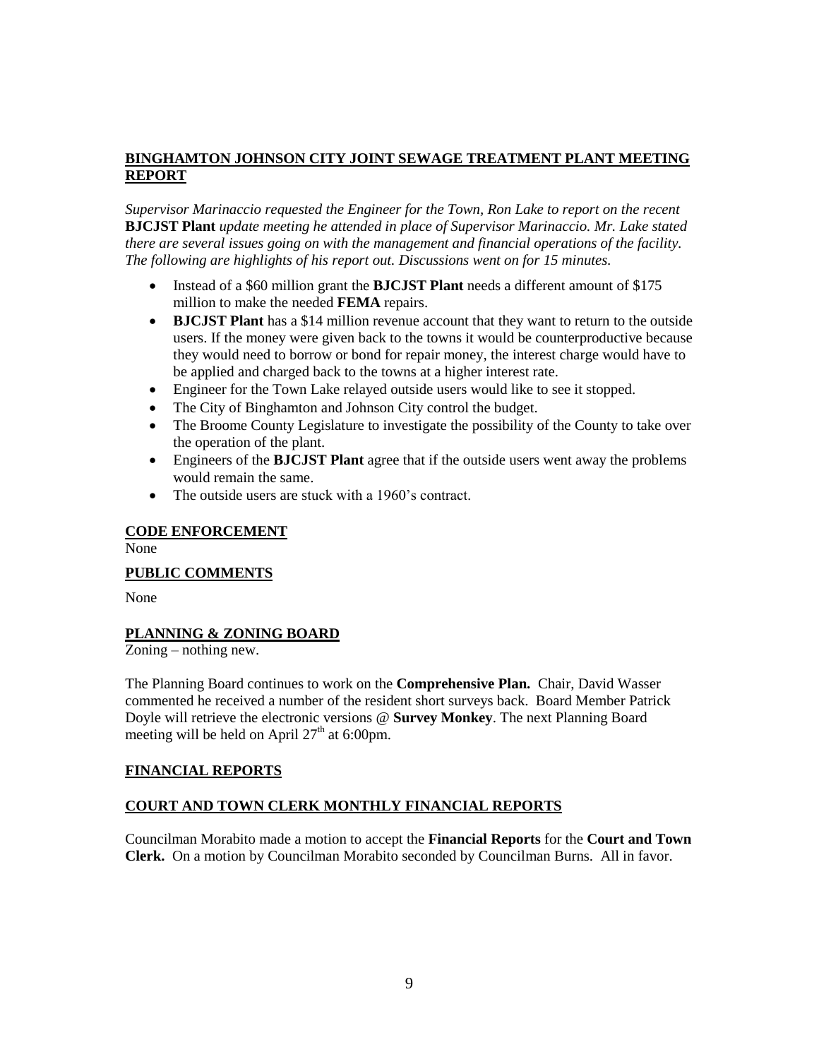## BINGHAMTON JOHNSON CITY JOINT SEWAGE TREATMENT PLANT MEETING REPORT

*Supervisor Marinaccio requested the Engineer for the Town, Ron Lake to report on the recent* **BJCJST Plant** *update meeting he attended in place of Supervisor Marinaccio. Mr. Lake stated there are several issues going on with the management and financial operations of the facility. The following are highlights of his report out. Discussions went on for 15 minutes.*

- Instead of a $60 million grant the **BJCJST Plant** needs a different amount of $175 million to make the needed **FEMA** repairs.
- **BJCJST Plant** has a $14 million revenue account that they want to return to the outside users. If the money were given back to the towns it would be counterproductive because they would need to borrow or bond for repair money, the interest charge would have to be applied and charged back to the towns at a higher interest rate.
- Engineer for the Town Lake relayed outside users would like to see it stopped.
- The City of Binghamton and Johnson City control the budget.
- The Broome County Legislature to investigate the possibility of the County to take over the operation of the plant.
- Engineers of the **BJCJST Plant** agree that if the outside users went away the problems would remain the same.
- The outside users are stuck with a 1960's contract.

## CODE ENFORCEMENT

None

## PUBLIC COMMENTS

None

## PLANNING & ZONING BOARD

Zoning – nothing new.

The Planning Board continues to work on the **Comprehensive Plan.** Chair, David Wasser commented he received a number of the resident short surveys back. Board Member Patrick Doyle will retrieve the electronic versions @ **Survey Monkey**. The next Planning Board meeting will be held on April 27th at 6:00pm.

## FINANCIAL REPORTS

## COURT AND TOWN CLERK MONTHLY FINANCIAL REPORTS

Councilman Morabito made a motion to accept the **Financial Reports** for the **Court and Town Clerk.** On a motion by Councilman Morabito seconded by Councilman Burns. All in favor.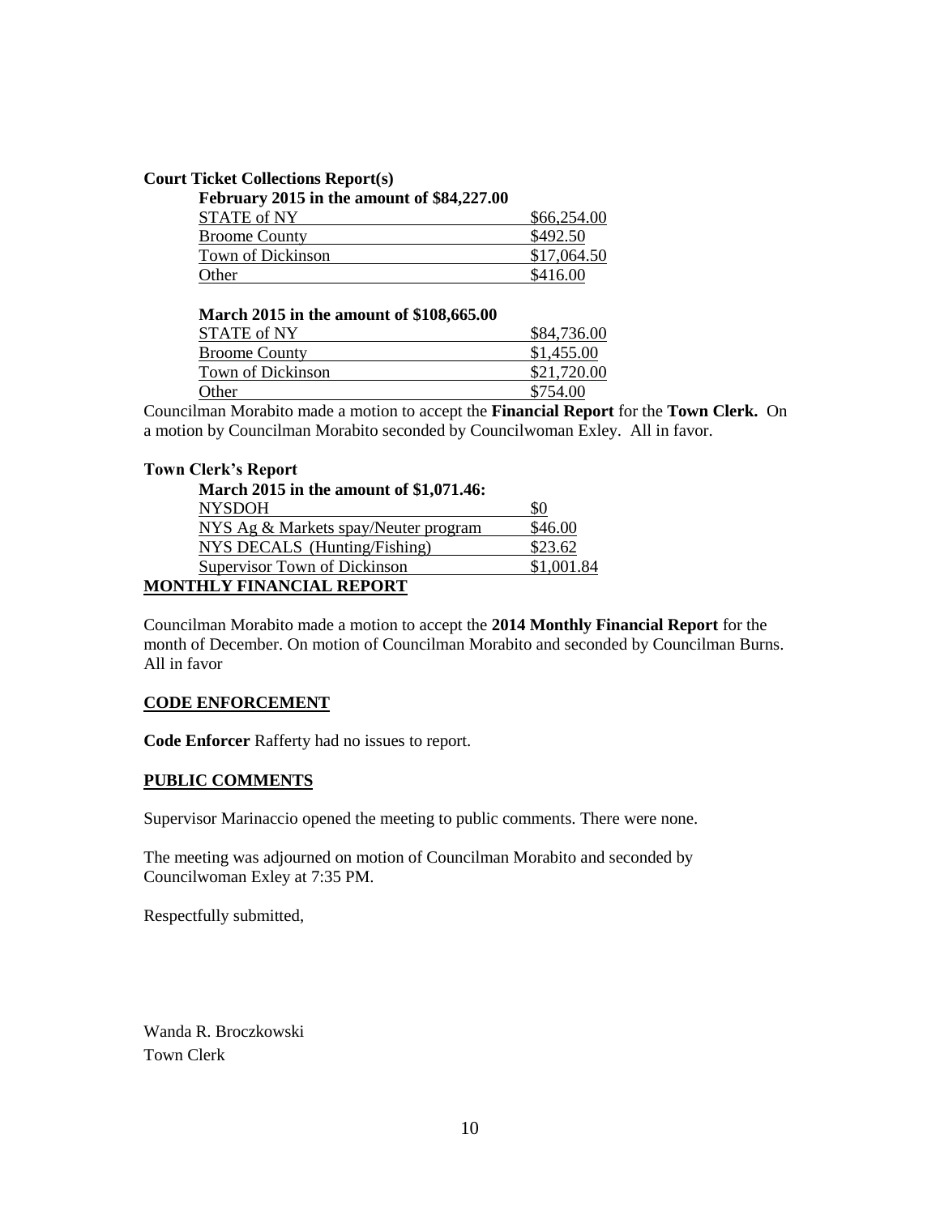**Court Ticket Collections Report(s)**

**February 2015 in the amount of $84,227.00**

| | |
|---|---|
| STATE of NY | $66,254.00 |
| Broome County | $492.50 |
| Town of Dickinson | $17,064.50 |
| Other | $416.00 |

**March 2015 in the amount of $108,665.00**

| | |
|---|---|
| STATE of NY | $84,736.00 |
| Broome County | $1,455.00 |
| Town of Dickinson | $21,720.00 |
| Other | $754.00 |

Councilman Morabito made a motion to accept the **Financial Report** for the **Town Clerk.** On a motion by Councilman Morabito seconded by Councilwoman Exley. All in favor.

**Town Clerk's Report**

**March 2015 in the amount of $1,071.46:**

| | |
|---|---|
| NYSDOH | $0 |
| NYS Ag & Markets spay/Neuter program | $46.00 |
| NYS DECALS (Hunting/Fishing) | $23.62 |
| Supervisor Town of Dickinson | $1,001.84 |

**MONTHLY FINANCIAL REPORT**

Councilman Morabito made a motion to accept the **2014 Monthly Financial Report** for the month of December. On motion of Councilman Morabito and seconded by Councilman Burns. All in favor

**CODE ENFORCEMENT**

**Code Enforcer** Rafferty had no issues to report.

**PUBLIC COMMENTS**

Supervisor Marinaccio opened the meeting to public comments. There were none.

The meeting was adjourned on motion of Councilman Morabito and seconded by Councilwoman Exley at 7:35 PM.

Respectfully submitted,

Wanda R. Broczkowski
Town Clerk